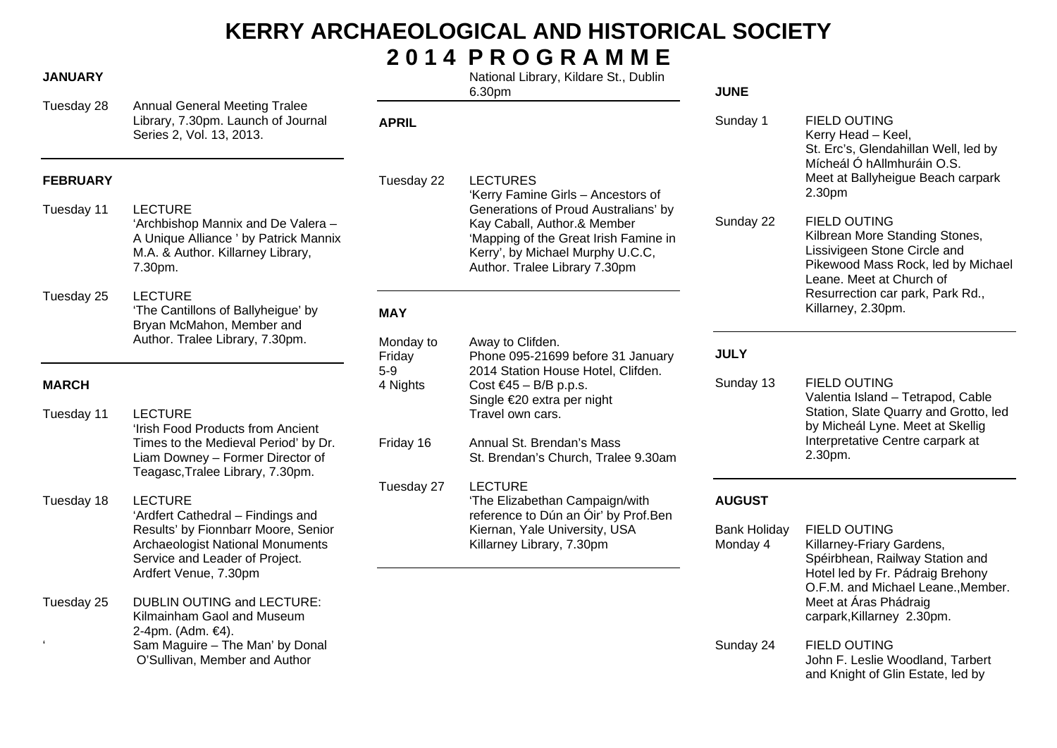# KERRY ARCHAEOLOGICAL AND HISTORICAL SOCIETY

## 2014 PROGRAMME

### JANUARY

Tuesday 28 — Annual General Meeting Tralee Library, 7.30pm. Launch of Journal Series 2, Vol. 13, 2013.

### FEBRUARY

Tuesday 11 — LECTURE
'Archbishop Mannix and De Valera – A Unique Alliance ' by Patrick Mannix M.A. & Author. Killarney Library, 7.30pm.

Tuesday 25 — LECTURE
'The Cantillons of Ballyheigue' by Bryan McMahon, Member and Author. Tralee Library, 7.30pm.

### MARCH

Tuesday 11 — LECTURE
'Irish Food Products from Ancient Times to the Medieval Period' by Dr. Liam Downey – Former Director of Teagasc,Tralee Library, 7.30pm.

Tuesday 18 — LECTURE
'Ardfert Cathedral – Findings and Results' by Fionnbarr Moore, Senior Archaeologist National Monuments Service and Leader of Project. Ardfert Venue, 7.30pm

Tuesday 25 — DUBLIN OUTING and LECTURE:
Kilmainham Gaol and Museum 2-4pm. (Adm. €4).
'Sam Maguire – The Man' by Donal O'Sullivan, Member and Author
National Library, Kildare St., Dublin 6.30pm

### APRIL

Tuesday 22 — LECTURES
'Kerry Famine Girls – Ancestors of Generations of Proud Australians' by Kay Caball, Author.& Member
'Mapping of the Great Irish Famine in Kerry', by Michael Murphy U.C.C, Author. Tralee Library 7.30pm

### MAY

Monday to Friday 5-9, 4 Nights — Away to Clifden.
Phone 095-21699 before 31 January 2014 Station House Hotel, Clifden.
Cost €45 – B/B p.p.s.
Single €20 extra per night
Travel own cars.

Friday 16 — Annual St. Brendan's Mass
St. Brendan's Church, Tralee 9.30am

Tuesday 27 — LECTURE
'The Elizabethan Campaign/with reference to Dún an Óir' by Prof.Ben Kiernan, Yale University, USA Killarney Library, 7.30pm

### JUNE

Sunday 1 — FIELD OUTING
Kerry Head – Keel,
St. Erc's, Glendahillan Well, led by Mícheál Ó hAllmhuráin O.S.
Meet at Ballyheigue Beach carpark 2.30pm

Sunday 22 — FIELD OUTING
Kilbrean More Standing Stones, Lissivigeen Stone Circle and Pikewood Mass Rock, led by Michael Leane. Meet at Church of Resurrection car park, Park Rd., Killarney, 2.30pm.

### JULY

Sunday 13 — FIELD OUTING
Valentia Island – Tetrapod, Cable Station, Slate Quarry and Grotto, led by Micheál Lyne. Meet at Skellig Interpretative Centre carpark at 2.30pm.

### AUGUST

Bank Holiday Monday 4 — FIELD OUTING
Killarney-Friary Gardens, Spéirbhean, Railway Station and Hotel led by Fr. Pádraig Brehony O.F.M. and Michael Leane.,Member. Meet at Áras Phádraig carpark,Killarney 2.30pm.

Sunday 24 — FIELD OUTING
John F. Leslie Woodland, Tarbert and Knight of Glin Estate, led by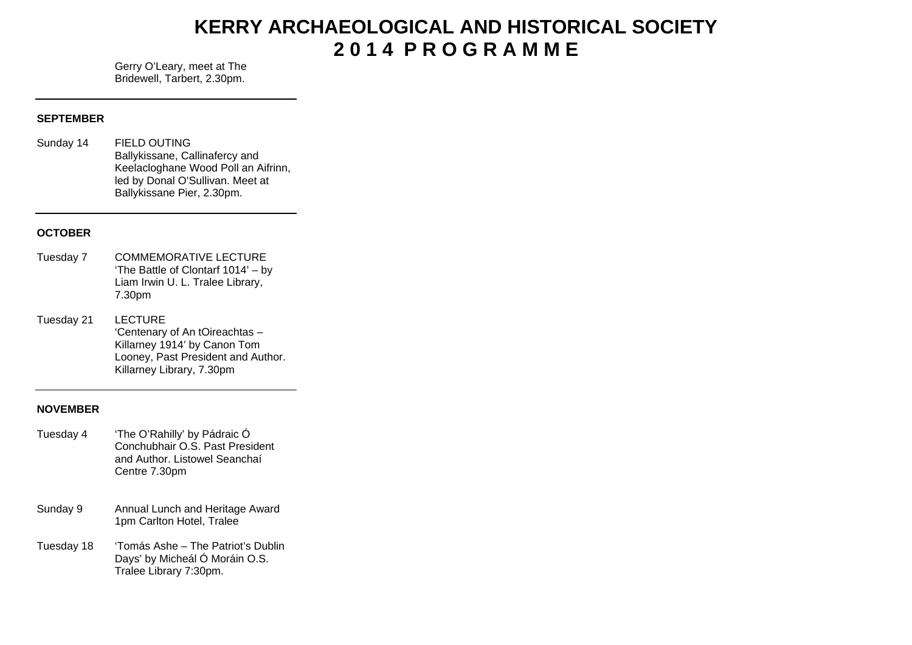# KERRY ARCHAEOLOGICAL AND HISTORICAL SOCIETY
## 2014 PROGRAMME

Gerry O'Leary, meet at The Bridewell, Tarbert, 2.30pm.

---

**SEPTEMBER**

Sunday 14 — FIELD OUTING
Ballykissane, Callinafercy and Keelacloghane Wood Poll an Aifrinn, led by Donal O'Sullivan. Meet at Ballykissane Pier, 2.30pm.

---

**OCTOBER**

Tuesday 7 — COMMEMORATIVE LECTURE
'The Battle of Clontarf 1014' – by Liam Irwin U. L. Tralee Library, 7.30pm

Tuesday 21 — LECTURE
'Centenary of An tOireachtas – Killarney 1914' by Canon Tom Looney, Past President and Author. Killarney Library, 7.30pm

---

**NOVEMBER**

Tuesday 4 — 'The O'Rahilly' by Pádraic Ó Conchubhair O.S. Past President and Author. Listowel Seanchaí Centre 7.30pm

Sunday 9 — Annual Lunch and Heritage Award 1pm Carlton Hotel, Tralee

Tuesday 18 — 'Tomás Ashe – The Patriot's Dublin Days' by Micheál Ó Moráin O.S. Tralee Library 7:30pm.